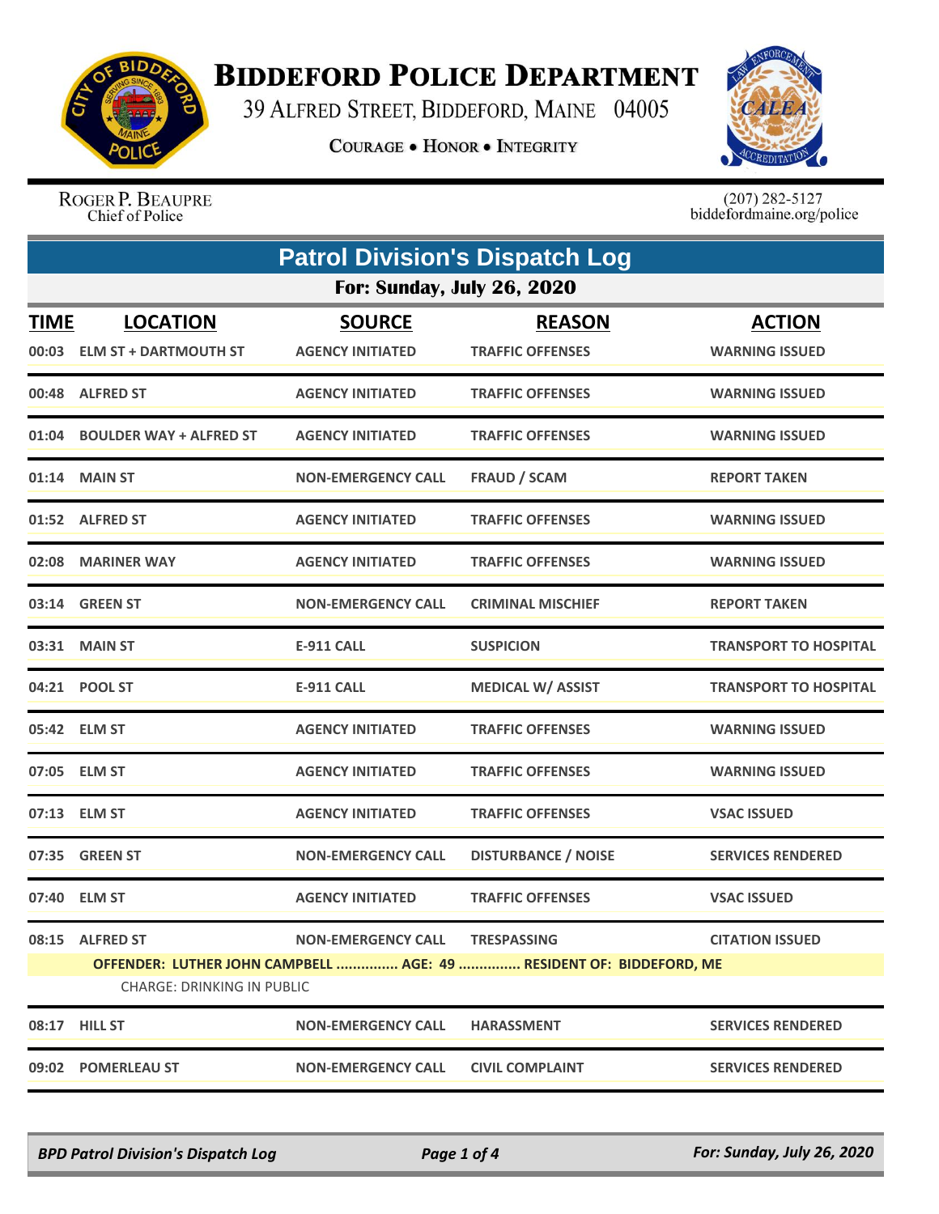# BIDDEFORD POLICE DEPARTMENT

39 ALFRED STREET, BIDDEFORD, MAINE 04005

COURAGE • HONOR • INTEGRITY

ROGER P. BEAUPRE
Chief of Police

(207) 282-5127
biddefordmaine.org/police

## Patrol Division's Dispatch Log

### For: Sunday, July 26, 2020

| TIME | LOCATION | SOURCE | REASON | ACTION |
|---|---|---|---|---|
| 00:03 | ELM ST + DARTMOUTH ST | AGENCY INITIATED | TRAFFIC OFFENSES | WARNING ISSUED |
| 00:48 | ALFRED ST | AGENCY INITIATED | TRAFFIC OFFENSES | WARNING ISSUED |
| 01:04 | BOULDER WAY + ALFRED ST | AGENCY INITIATED | TRAFFIC OFFENSES | WARNING ISSUED |
| 01:14 | MAIN ST | NON-EMERGENCY CALL | FRAUD / SCAM | REPORT TAKEN |
| 01:52 | ALFRED ST | AGENCY INITIATED | TRAFFIC OFFENSES | WARNING ISSUED |
| 02:08 | MARINER WAY | AGENCY INITIATED | TRAFFIC OFFENSES | WARNING ISSUED |
| 03:14 | GREEN ST | NON-EMERGENCY CALL | CRIMINAL MISCHIEF | REPORT TAKEN |
| 03:31 | MAIN ST | E-911 CALL | SUSPICION | TRANSPORT TO HOSPITAL |
| 04:21 | POOL ST | E-911 CALL | MEDICAL W/ ASSIST | TRANSPORT TO HOSPITAL |
| 05:42 | ELM ST | AGENCY INITIATED | TRAFFIC OFFENSES | WARNING ISSUED |
| 07:05 | ELM ST | AGENCY INITIATED | TRAFFIC OFFENSES | WARNING ISSUED |
| 07:13 | ELM ST | AGENCY INITIATED | TRAFFIC OFFENSES | VSAC ISSUED |
| 07:35 | GREEN ST | NON-EMERGENCY CALL | DISTURBANCE / NOISE | SERVICES RENDERED |
| 07:40 | ELM ST | AGENCY INITIATED | TRAFFIC OFFENSES | VSAC ISSUED |
| 08:15 | ALFRED ST | NON-EMERGENCY CALL | TRESPASSING | CITATION ISSUED |

OFFENDER: LUTHER JOHN CAMPBELL ............... AGE: 49 ............... RESIDENT OF: BIDDEFORD, ME

CHARGE: DRINKING IN PUBLIC

| TIME | LOCATION | SOURCE | REASON | ACTION |
|---|---|---|---|---|
| 08:17 | HILL ST | NON-EMERGENCY CALL | HARASSMENT | SERVICES RENDERED |
| 09:02 | POMERLEAU ST | NON-EMERGENCY CALL | CIVIL COMPLAINT | SERVICES RENDERED |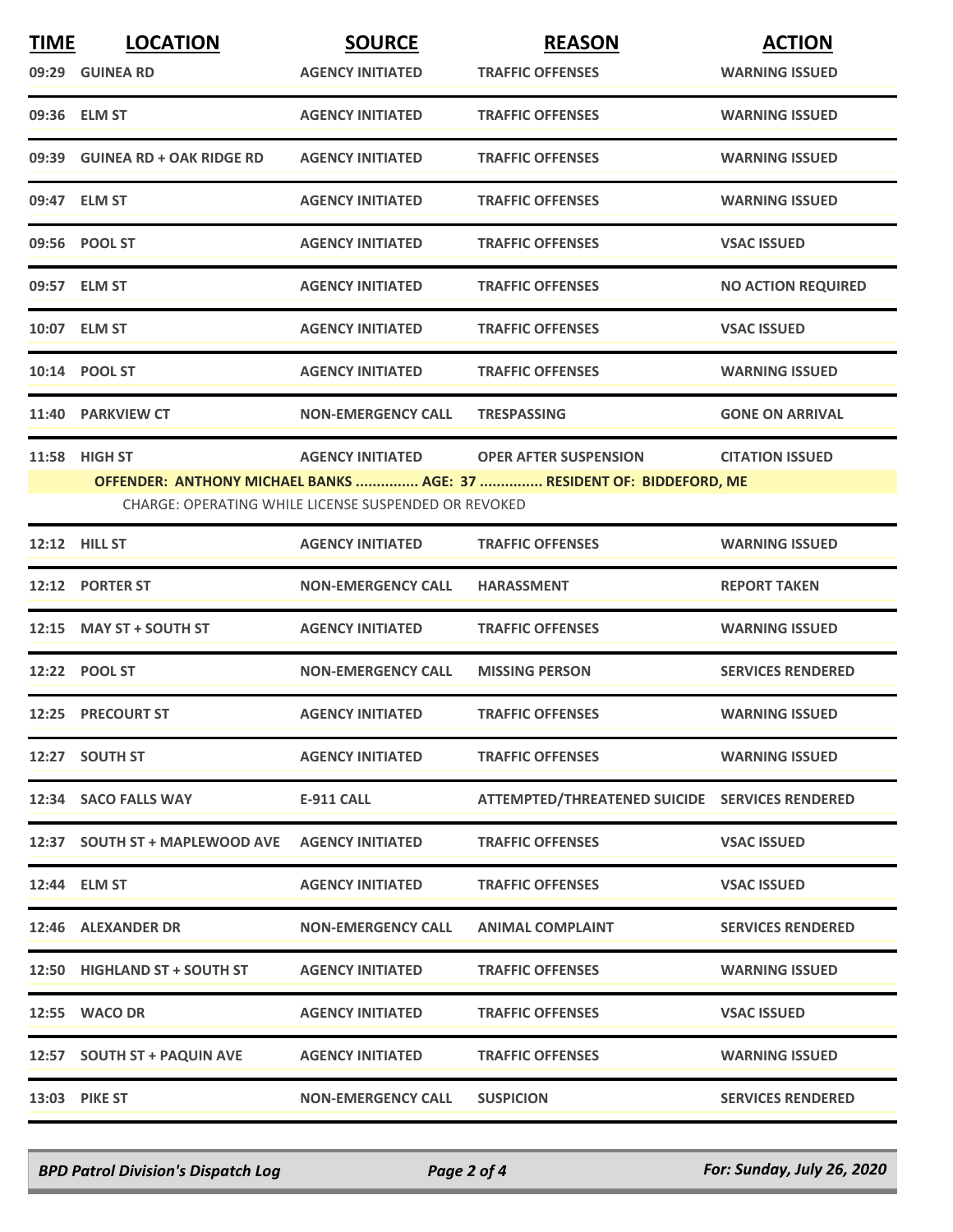| TIME | LOCATION | SOURCE | REASON | ACTION |
|---|---|---|---|---|
| 09:29 | GUINEA RD | AGENCY INITIATED | TRAFFIC OFFENSES | WARNING ISSUED |
| 09:36 | ELM ST | AGENCY INITIATED | TRAFFIC OFFENSES | WARNING ISSUED |
| 09:39 | GUINEA RD + OAK RIDGE RD | AGENCY INITIATED | TRAFFIC OFFENSES | WARNING ISSUED |
| 09:47 | ELM ST | AGENCY INITIATED | TRAFFIC OFFENSES | WARNING ISSUED |
| 09:56 | POOL ST | AGENCY INITIATED | TRAFFIC OFFENSES | VSAC ISSUED |
| 09:57 | ELM ST | AGENCY INITIATED | TRAFFIC OFFENSES | NO ACTION REQUIRED |
| 10:07 | ELM ST | AGENCY INITIATED | TRAFFIC OFFENSES | VSAC ISSUED |
| 10:14 | POOL ST | AGENCY INITIATED | TRAFFIC OFFENSES | WARNING ISSUED |
| 11:40 | PARKVIEW CT | NON-EMERGENCY CALL | TRESPASSING | GONE ON ARRIVAL |
| 11:58 | HIGH ST | AGENCY INITIATED | OPER AFTER SUSPENSION | CITATION ISSUED |
| | OFFENDER: ANTHONY MICHAEL BANKS ............... AGE: 37 ............... RESIDENT OF: BIDDEFORD, ME<br>CHARGE: OPERATING WHILE LICENSE SUSPENDED OR REVOKED | | | |
| 12:12 | HILL ST | AGENCY INITIATED | TRAFFIC OFFENSES | WARNING ISSUED |
| 12:12 | PORTER ST | NON-EMERGENCY CALL | HARASSMENT | REPORT TAKEN |
| 12:15 | MAY ST + SOUTH ST | AGENCY INITIATED | TRAFFIC OFFENSES | WARNING ISSUED |
| 12:22 | POOL ST | NON-EMERGENCY CALL | MISSING PERSON | SERVICES RENDERED |
| 12:25 | PRECOURT ST | AGENCY INITIATED | TRAFFIC OFFENSES | WARNING ISSUED |
| 12:27 | SOUTH ST | AGENCY INITIATED | TRAFFIC OFFENSES | WARNING ISSUED |
| 12:34 | SACO FALLS WAY | E-911 CALL | ATTEMPTED/THREATENED SUICIDE | SERVICES RENDERED |
| 12:37 | SOUTH ST + MAPLEWOOD AVE | AGENCY INITIATED | TRAFFIC OFFENSES | VSAC ISSUED |
| 12:44 | ELM ST | AGENCY INITIATED | TRAFFIC OFFENSES | VSAC ISSUED |
| 12:46 | ALEXANDER DR | NON-EMERGENCY CALL | ANIMAL COMPLAINT | SERVICES RENDERED |
| 12:50 | HIGHLAND ST + SOUTH ST | AGENCY INITIATED | TRAFFIC OFFENSES | WARNING ISSUED |
| 12:55 | WACO DR | AGENCY INITIATED | TRAFFIC OFFENSES | VSAC ISSUED |
| 12:57 | SOUTH ST + PAQUIN AVE | AGENCY INITIATED | TRAFFIC OFFENSES | WARNING ISSUED |
| 13:03 | PIKE ST | NON-EMERGENCY CALL | SUSPICION | SERVICES RENDERED |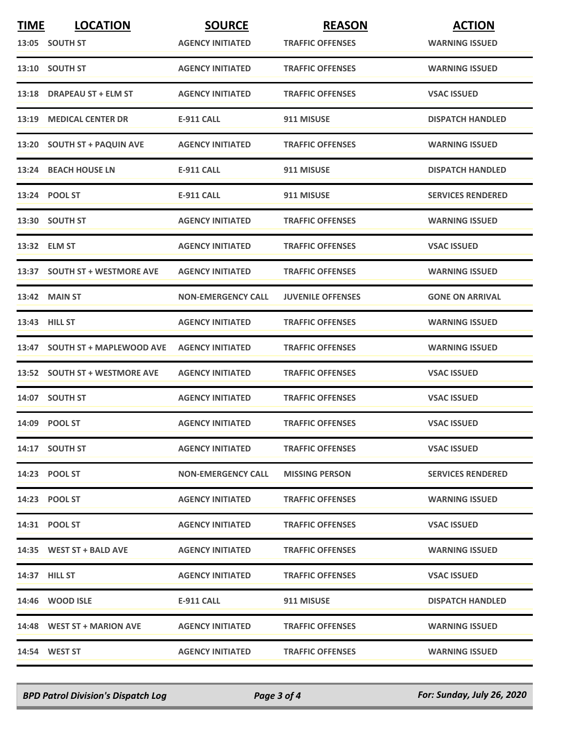| TIME | LOCATION | SOURCE | REASON | ACTION |
| --- | --- | --- | --- | --- |
| 13:05 | SOUTH ST | AGENCY INITIATED | TRAFFIC OFFENSES | WARNING ISSUED |
| 13:10 | SOUTH ST | AGENCY INITIATED | TRAFFIC OFFENSES | WARNING ISSUED |
| 13:18 | DRAPEAU ST + ELM ST | AGENCY INITIATED | TRAFFIC OFFENSES | VSAC ISSUED |
| 13:19 | MEDICAL CENTER DR | E-911 CALL | 911 MISUSE | DISPATCH HANDLED |
| 13:20 | SOUTH ST + PAQUIN AVE | AGENCY INITIATED | TRAFFIC OFFENSES | WARNING ISSUED |
| 13:24 | BEACH HOUSE LN | E-911 CALL | 911 MISUSE | DISPATCH HANDLED |
| 13:24 | POOL ST | E-911 CALL | 911 MISUSE | SERVICES RENDERED |
| 13:30 | SOUTH ST | AGENCY INITIATED | TRAFFIC OFFENSES | WARNING ISSUED |
| 13:32 | ELM ST | AGENCY INITIATED | TRAFFIC OFFENSES | VSAC ISSUED |
| 13:37 | SOUTH ST + WESTMORE AVE | AGENCY INITIATED | TRAFFIC OFFENSES | WARNING ISSUED |
| 13:42 | MAIN ST | NON-EMERGENCY CALL | JUVENILE OFFENSES | GONE ON ARRIVAL |
| 13:43 | HILL ST | AGENCY INITIATED | TRAFFIC OFFENSES | WARNING ISSUED |
| 13:47 | SOUTH ST + MAPLEWOOD AVE | AGENCY INITIATED | TRAFFIC OFFENSES | WARNING ISSUED |
| 13:52 | SOUTH ST + WESTMORE AVE | AGENCY INITIATED | TRAFFIC OFFENSES | VSAC ISSUED |
| 14:07 | SOUTH ST | AGENCY INITIATED | TRAFFIC OFFENSES | VSAC ISSUED |
| 14:09 | POOL ST | AGENCY INITIATED | TRAFFIC OFFENSES | VSAC ISSUED |
| 14:17 | SOUTH ST | AGENCY INITIATED | TRAFFIC OFFENSES | VSAC ISSUED |
| 14:23 | POOL ST | NON-EMERGENCY CALL | MISSING PERSON | SERVICES RENDERED |
| 14:23 | POOL ST | AGENCY INITIATED | TRAFFIC OFFENSES | WARNING ISSUED |
| 14:31 | POOL ST | AGENCY INITIATED | TRAFFIC OFFENSES | VSAC ISSUED |
| 14:35 | WEST ST + BALD AVE | AGENCY INITIATED | TRAFFIC OFFENSES | WARNING ISSUED |
| 14:37 | HILL ST | AGENCY INITIATED | TRAFFIC OFFENSES | VSAC ISSUED |
| 14:46 | WOOD ISLE | E-911 CALL | 911 MISUSE | DISPATCH HANDLED |
| 14:48 | WEST ST + MARION AVE | AGENCY INITIATED | TRAFFIC OFFENSES | WARNING ISSUED |
| 14:54 | WEST ST | AGENCY INITIATED | TRAFFIC OFFENSES | WARNING ISSUED |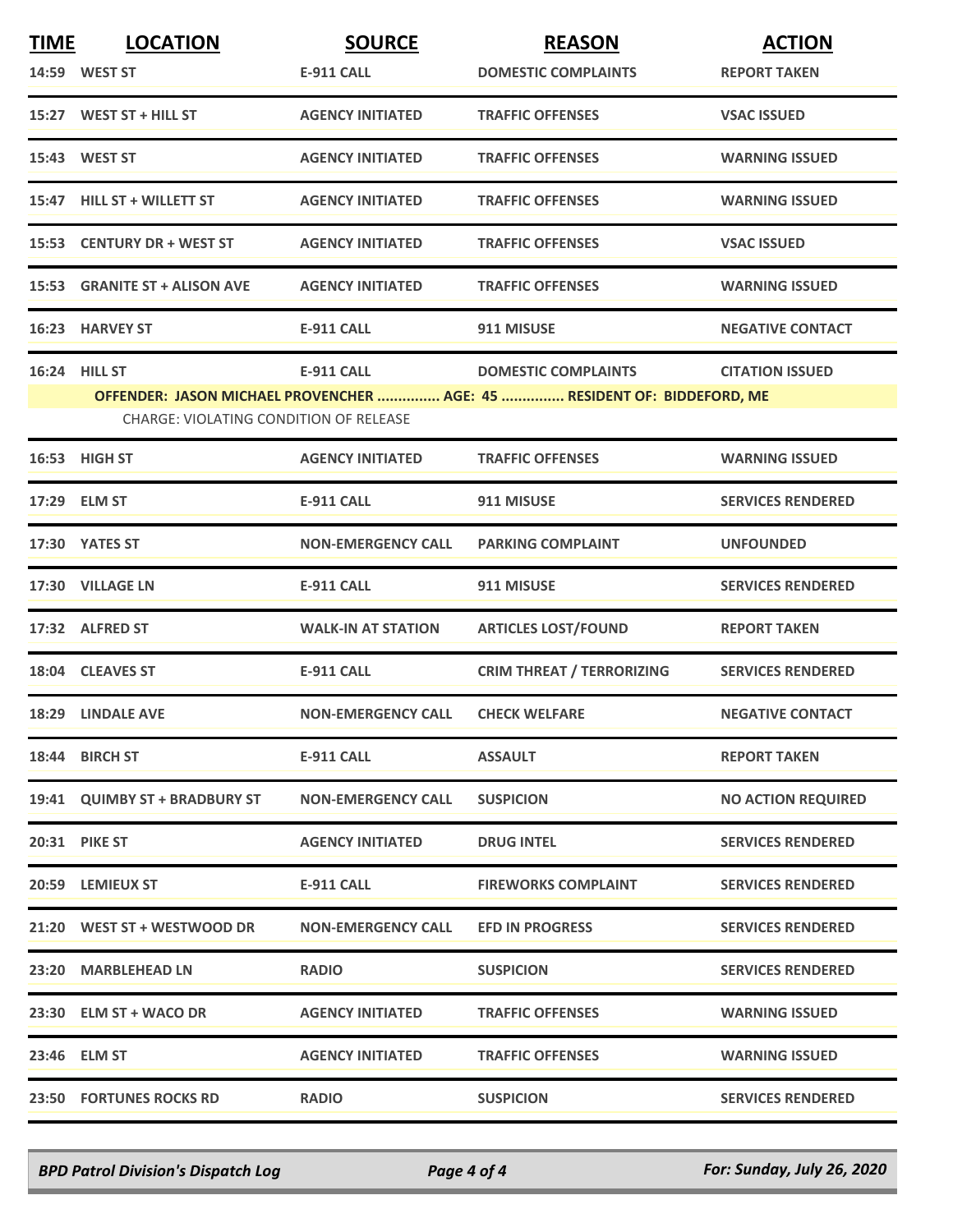| TIME | LOCATION | SOURCE | REASON | ACTION |
|---|---|---|---|---|
| 14:59 | WEST ST | E-911 CALL | DOMESTIC COMPLAINTS | REPORT TAKEN |
| 15:27 | WEST ST + HILL ST | AGENCY INITIATED | TRAFFIC OFFENSES | VSAC ISSUED |
| 15:43 | WEST ST | AGENCY INITIATED | TRAFFIC OFFENSES | WARNING ISSUED |
| 15:47 | HILL ST + WILLETT ST | AGENCY INITIATED | TRAFFIC OFFENSES | WARNING ISSUED |
| 15:53 | CENTURY DR + WEST ST | AGENCY INITIATED | TRAFFIC OFFENSES | VSAC ISSUED |
| 15:53 | GRANITE ST + ALISON AVE | AGENCY INITIATED | TRAFFIC OFFENSES | WARNING ISSUED |
| 16:23 | HARVEY ST | E-911 CALL | 911 MISUSE | NEGATIVE CONTACT |
| 16:24 | HILL ST | E-911 CALL | DOMESTIC COMPLAINTS | CITATION ISSUED |
| | OFFENDER: JASON MICHAEL PROVENCHER ............... AGE: 45 ............... RESIDENT OF: BIDDEFORD, ME | | | |
| | CHARGE: VIOLATING CONDITION OF RELEASE | | | |
| 16:53 | HIGH ST | AGENCY INITIATED | TRAFFIC OFFENSES | WARNING ISSUED |
| 17:29 | ELM ST | E-911 CALL | 911 MISUSE | SERVICES RENDERED |
| 17:30 | YATES ST | NON-EMERGENCY CALL | PARKING COMPLAINT | UNFOUNDED |
| 17:30 | VILLAGE LN | E-911 CALL | 911 MISUSE | SERVICES RENDERED |
| 17:32 | ALFRED ST | WALK-IN AT STATION | ARTICLES LOST/FOUND | REPORT TAKEN |
| 18:04 | CLEAVES ST | E-911 CALL | CRIM THREAT / TERRORIZING | SERVICES RENDERED |
| 18:29 | LINDALE AVE | NON-EMERGENCY CALL | CHECK WELFARE | NEGATIVE CONTACT |
| 18:44 | BIRCH ST | E-911 CALL | ASSAULT | REPORT TAKEN |
| 19:41 | QUIMBY ST + BRADBURY ST | NON-EMERGENCY CALL | SUSPICION | NO ACTION REQUIRED |
| 20:31 | PIKE ST | AGENCY INITIATED | DRUG INTEL | SERVICES RENDERED |
| 20:59 | LEMIEUX ST | E-911 CALL | FIREWORKS COMPLAINT | SERVICES RENDERED |
| 21:20 | WEST ST + WESTWOOD DR | NON-EMERGENCY CALL | EFD IN PROGRESS | SERVICES RENDERED |
| 23:20 | MARBLEHEAD LN | RADIO | SUSPICION | SERVICES RENDERED |
| 23:30 | ELM ST + WACO DR | AGENCY INITIATED | TRAFFIC OFFENSES | WARNING ISSUED |
| 23:46 | ELM ST | AGENCY INITIATED | TRAFFIC OFFENSES | WARNING ISSUED |
| 23:50 | FORTUNES ROCKS RD | RADIO | SUSPICION | SERVICES RENDERED |